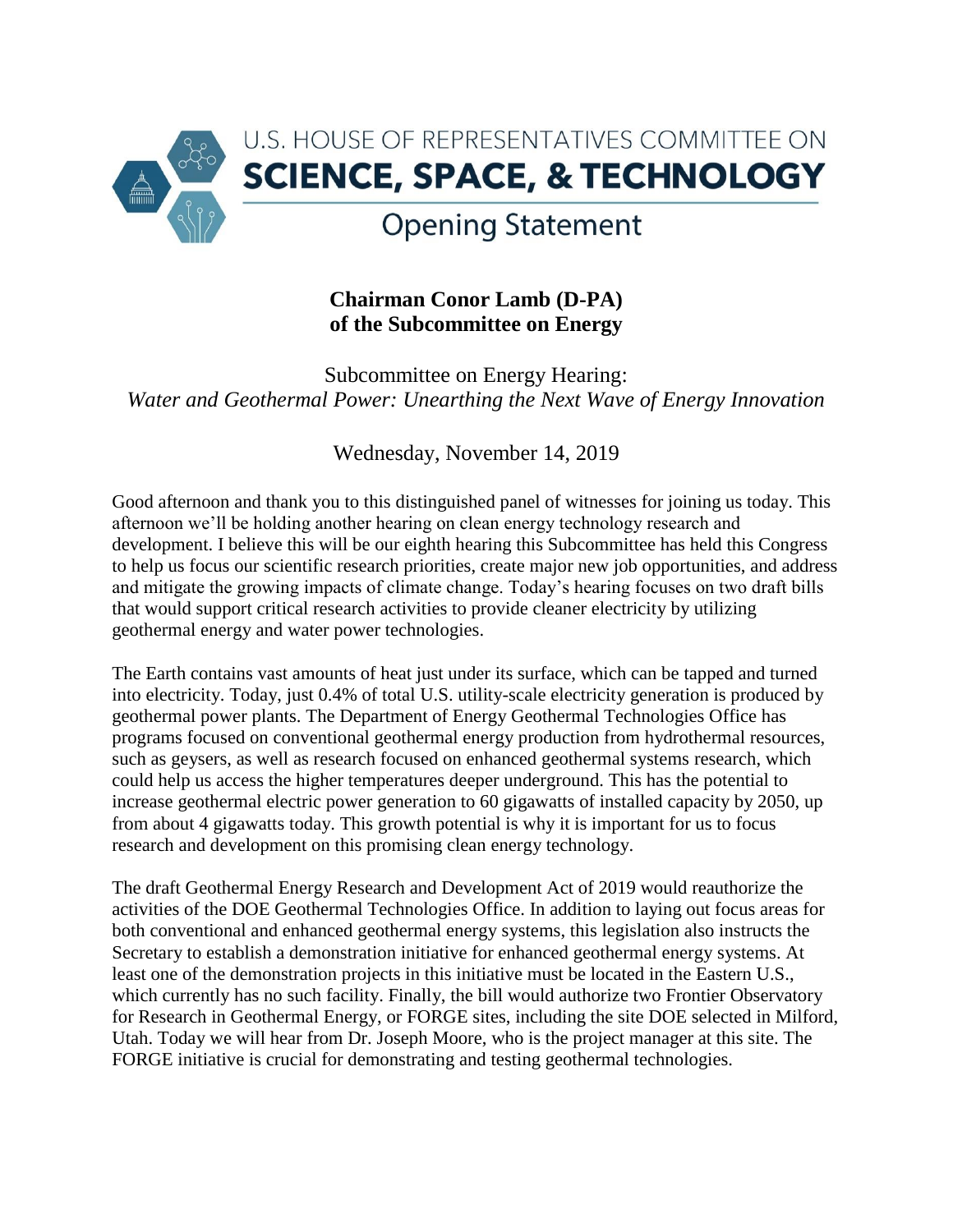# U.S. HOUSE OF REPRESENTATIVES COMMITTEE ON SCIENCE, SPACE, & TECHNOLOGY

## Opening Statement

**Chairman Conor Lamb (D-PA)**
**of the Subcommittee on Energy**

Subcommittee on Energy Hearing:
*Water and Geothermal Power: Unearthing the Next Wave of Energy Innovation*

Wednesday, November 14, 2019

Good afternoon and thank you to this distinguished panel of witnesses for joining us today. This afternoon we'll be holding another hearing on clean energy technology research and development. I believe this will be our eighth hearing this Subcommittee has held this Congress to help us focus our scientific research priorities, create major new job opportunities, and address and mitigate the growing impacts of climate change. Today's hearing focuses on two draft bills that would support critical research activities to provide cleaner electricity by utilizing geothermal energy and water power technologies.

The Earth contains vast amounts of heat just under its surface, which can be tapped and turned into electricity. Today, just 0.4% of total U.S. utility-scale electricity generation is produced by geothermal power plants. The Department of Energy Geothermal Technologies Office has programs focused on conventional geothermal energy production from hydrothermal resources, such as geysers, as well as research focused on enhanced geothermal systems research, which could help us access the higher temperatures deeper underground. This has the potential to increase geothermal electric power generation to 60 gigawatts of installed capacity by 2050, up from about 4 gigawatts today. This growth potential is why it is important for us to focus research and development on this promising clean energy technology.

The draft Geothermal Energy Research and Development Act of 2019 would reauthorize the activities of the DOE Geothermal Technologies Office. In addition to laying out focus areas for both conventional and enhanced geothermal energy systems, this legislation also instructs the Secretary to establish a demonstration initiative for enhanced geothermal energy systems. At least one of the demonstration projects in this initiative must be located in the Eastern U.S., which currently has no such facility. Finally, the bill would authorize two Frontier Observatory for Research in Geothermal Energy, or FORGE sites, including the site DOE selected in Milford, Utah. Today we will hear from Dr. Joseph Moore, who is the project manager at this site. The FORGE initiative is crucial for demonstrating and testing geothermal technologies.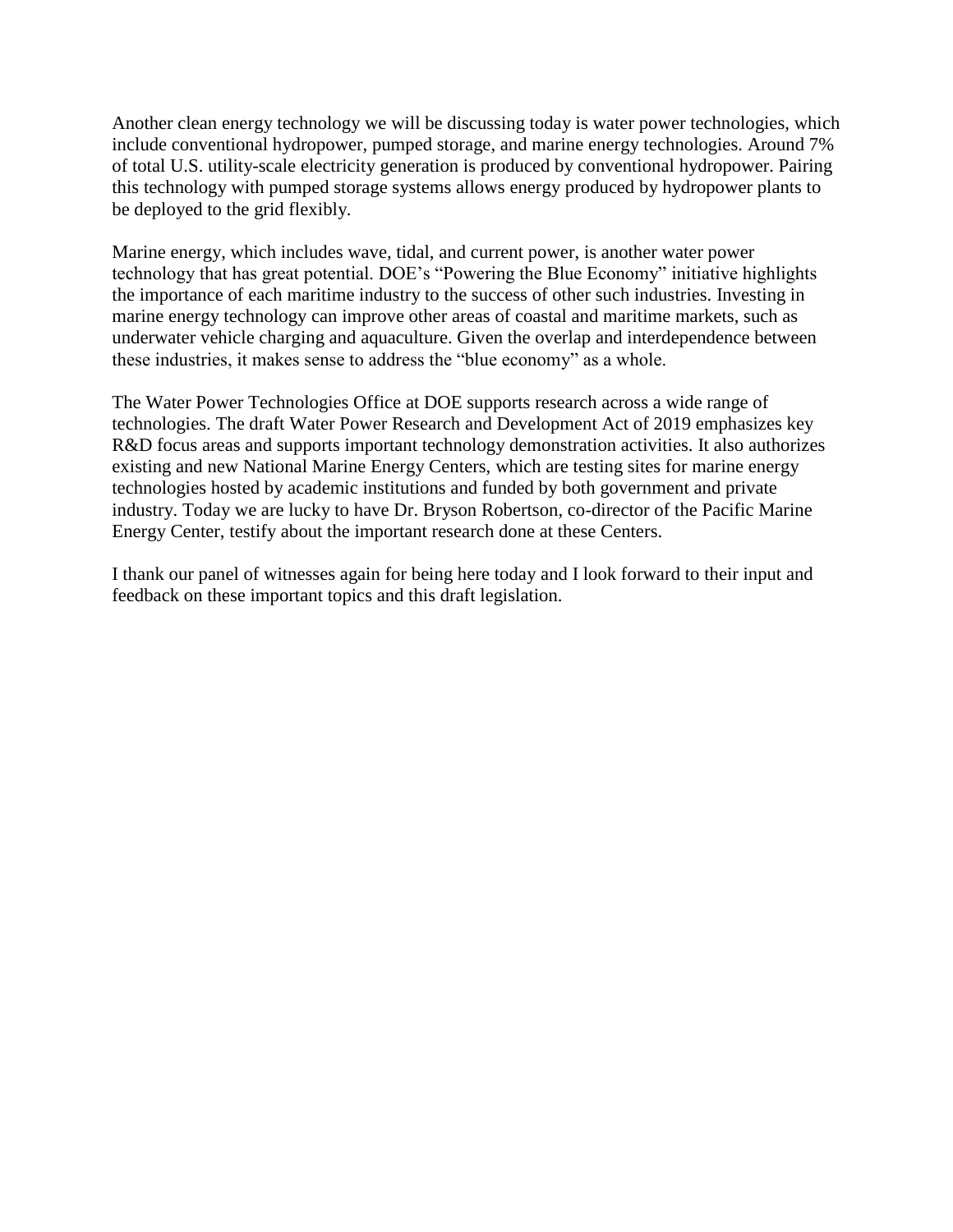Another clean energy technology we will be discussing today is water power technologies, which include conventional hydropower, pumped storage, and marine energy technologies. Around 7% of total U.S. utility-scale electricity generation is produced by conventional hydropower. Pairing this technology with pumped storage systems allows energy produced by hydropower plants to be deployed to the grid flexibly.

Marine energy, which includes wave, tidal, and current power, is another water power technology that has great potential. DOE's "Powering the Blue Economy" initiative highlights the importance of each maritime industry to the success of other such industries. Investing in marine energy technology can improve other areas of coastal and maritime markets, such as underwater vehicle charging and aquaculture. Given the overlap and interdependence between these industries, it makes sense to address the "blue economy" as a whole.

The Water Power Technologies Office at DOE supports research across a wide range of technologies. The draft Water Power Research and Development Act of 2019 emphasizes key R&D focus areas and supports important technology demonstration activities. It also authorizes existing and new National Marine Energy Centers, which are testing sites for marine energy technologies hosted by academic institutions and funded by both government and private industry. Today we are lucky to have Dr. Bryson Robertson, co-director of the Pacific Marine Energy Center, testify about the important research done at these Centers.

I thank our panel of witnesses again for being here today and I look forward to their input and feedback on these important topics and this draft legislation.